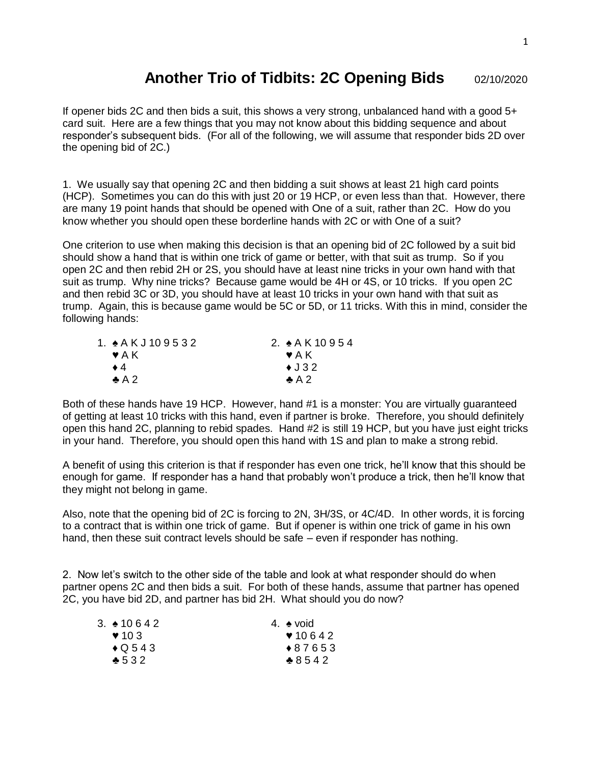# Another Trio of Tidbits: 2C Opening Bids

02/10/2020

If opener bids 2C and then bids a suit, this shows a very strong, unbalanced hand with a good 5+ card suit. Here are a few things that you may not know about this bidding sequence and about responder's subsequent bids. (For all of the following, we will assume that responder bids 2D over the opening bid of 2C.)

1. We usually say that opening 2C and then bidding a suit shows at least 21 high card points (HCP). Sometimes you can do this with just 20 or 19 HCP, or even less than that. However, there are many 19 point hands that should be opened with One of a suit, rather than 2C. How do you know whether you should open these borderline hands with 2C or with One of a suit?

One criterion to use when making this decision is that an opening bid of 2C followed by a suit bid should show a hand that is within one trick of game or better, with that suit as trump. So if you open 2C and then rebid 2H or 2S, you should have at least nine tricks in your own hand with that suit as trump. Why nine tricks? Because game would be 4H or 4S, or 10 tricks. If you open 2C and then rebid 3C or 3D, you should have at least 10 tricks in your own hand with that suit as trump. Again, this is because game would be 5C or 5D, or 11 tricks. With this in mind, consider the following hands:

| 1. | 2. |
|---|---|
| ♠ A K J 10 9 5 3 2 | ♠ A K 10 9 5 4 |
| ♥ A K | ♥ A K |
| ♦ 4 | ♦ J 3 2 |
| ♣ A 2 | ♣ A 2 |

Both of these hands have 19 HCP. However, hand #1 is a monster: You are virtually guaranteed of getting at least 10 tricks with this hand, even if partner is broke. Therefore, you should definitely open this hand 2C, planning to rebid spades. Hand #2 is still 19 HCP, but you have just eight tricks in your hand. Therefore, you should open this hand with 1S and plan to make a strong rebid.

A benefit of using this criterion is that if responder has even one trick, he'll know that this should be enough for game. If responder has a hand that probably won't produce a trick, then he'll know that they might not belong in game.

Also, note that the opening bid of 2C is forcing to 2N, 3H/3S, or 4C/4D. In other words, it is forcing to a contract that is within one trick of game. But if opener is within one trick of game in his own hand, then these suit contract levels should be safe – even if responder has nothing.

2. Now let's switch to the other side of the table and look at what responder should do when partner opens 2C and then bids a suit. For both of these hands, assume that partner has opened 2C, you have bid 2D, and partner has bid 2H. What should you do now?

| 3. | 4. |
|---|---|
| ♠ 10 6 4 2 | ♠ void |
| ♥ 10 3 | ♥ 10 6 4 2 |
| ♦ Q 5 4 3 | ♦ 8 7 6 5 3 |
| ♣ 5 3 2 | ♣ 8 5 4 2 |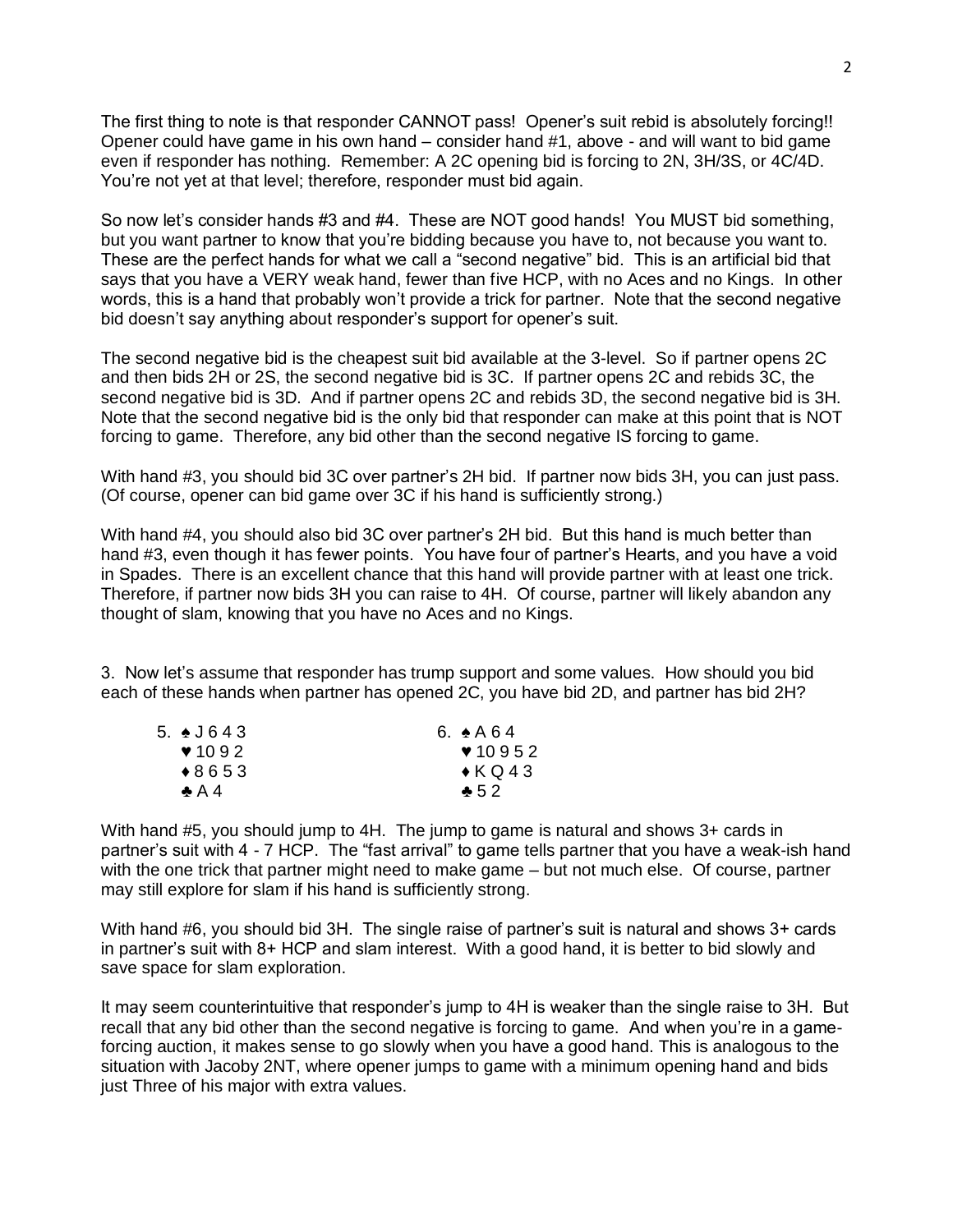The first thing to note is that responder CANNOT pass! Opener's suit rebid is absolutely forcing!! Opener could have game in his own hand – consider hand #1, above - and will want to bid game even if responder has nothing. Remember: A 2C opening bid is forcing to 2N, 3H/3S, or 4C/4D. You're not yet at that level; therefore, responder must bid again.

So now let's consider hands #3 and #4. These are NOT good hands! You MUST bid something, but you want partner to know that you're bidding because you have to, not because you want to. These are the perfect hands for what we call a "second negative" bid. This is an artificial bid that says that you have a VERY weak hand, fewer than five HCP, with no Aces and no Kings. In other words, this is a hand that probably won't provide a trick for partner. Note that the second negative bid doesn't say anything about responder's support for opener's suit.

The second negative bid is the cheapest suit bid available at the 3-level. So if partner opens 2C and then bids 2H or 2S, the second negative bid is 3C. If partner opens 2C and rebids 3C, the second negative bid is 3D. And if partner opens 2C and rebids 3D, the second negative bid is 3H. Note that the second negative bid is the only bid that responder can make at this point that is NOT forcing to game. Therefore, any bid other than the second negative IS forcing to game.

With hand #3, you should bid 3C over partner's 2H bid. If partner now bids 3H, you can just pass. (Of course, opener can bid game over 3C if his hand is sufficiently strong.)

With hand #4, you should also bid 3C over partner's 2H bid. But this hand is much better than hand #3, even though it has fewer points. You have four of partner's Hearts, and you have a void in Spades. There is an excellent chance that this hand will provide partner with at least one trick. Therefore, if partner now bids 3H you can raise to 4H. Of course, partner will likely abandon any thought of slam, knowing that you have no Aces and no Kings.

3. Now let's assume that responder has trump support and some values. How should you bid each of these hands when partner has opened 2C, you have bid 2D, and partner has bid 2H?

| | |
|---|---|
| 5. ♠ J 6 4 3 | 6. ♠ A 6 4 |
| ♥ 10 9 2 | ♥ 10 9 5 2 |
| ♦ 8 6 5 3 | ♦ K Q 4 3 |
| ♣ A 4 | ♣ 5 2 |

With hand #5, you should jump to 4H. The jump to game is natural and shows 3+ cards in partner's suit with 4 - 7 HCP. The "fast arrival" to game tells partner that you have a weak-ish hand with the one trick that partner might need to make game – but not much else. Of course, partner may still explore for slam if his hand is sufficiently strong.

With hand #6, you should bid 3H. The single raise of partner's suit is natural and shows 3+ cards in partner's suit with 8+ HCP and slam interest. With a good hand, it is better to bid slowly and save space for slam exploration.

It may seem counterintuitive that responder's jump to 4H is weaker than the single raise to 3H. But recall that any bid other than the second negative is forcing to game. And when you're in a game-forcing auction, it makes sense to go slowly when you have a good hand. This is analogous to the situation with Jacoby 2NT, where opener jumps to game with a minimum opening hand and bids just Three of his major with extra values.